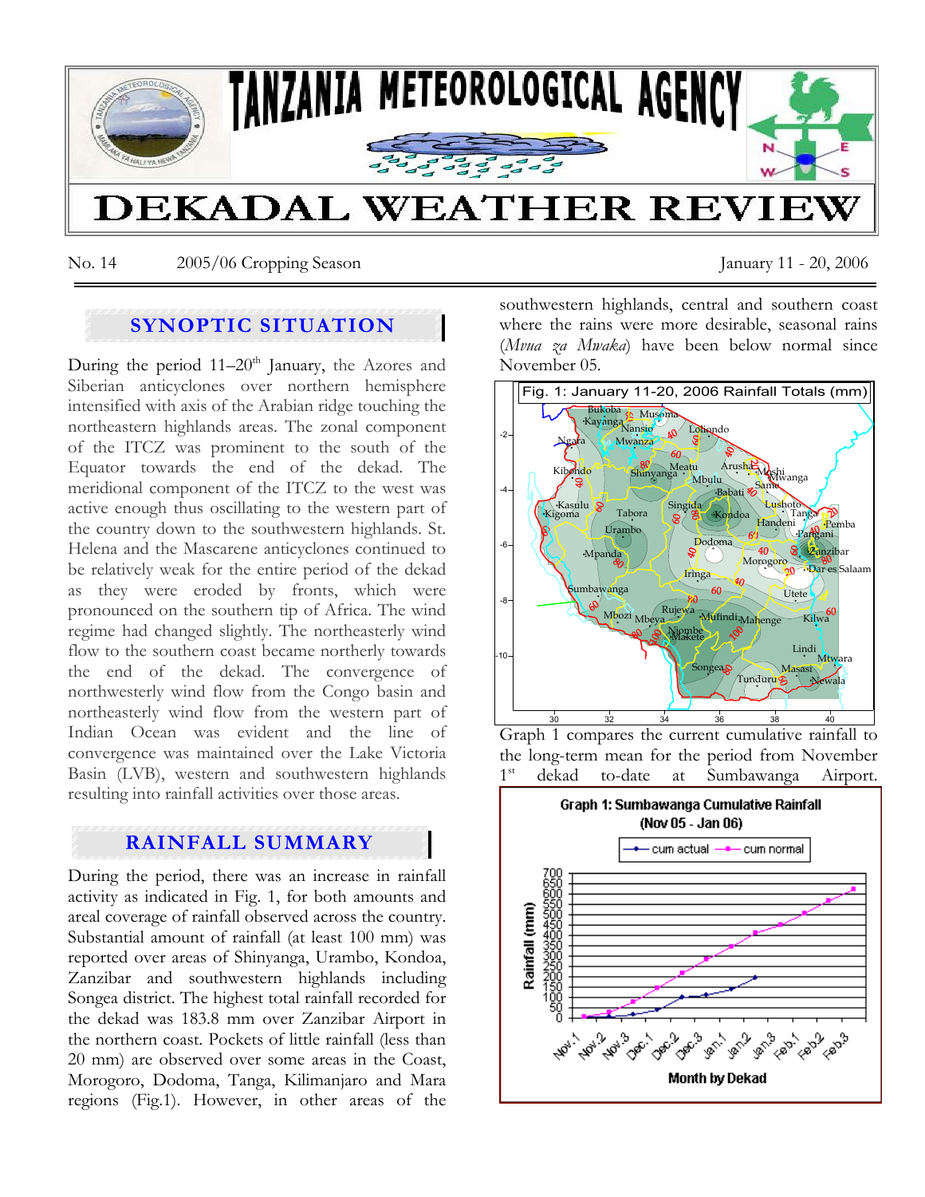# TANZANIA METEOROLOGICAL AGENCY

# DEKADAL WEATHER REVIEW

No. 14 2005/06 Cropping Season January 11 - 20, 2006

## SYNOPTIC SITUATION

During the period 11–20th January, the Azores and Siberian anticyclones over northern hemisphere intensified with axis of the Arabian ridge touching the northeastern highlands areas. The zonal component of the ITCZ was prominent to the south of the Equator towards the end of the dekad. The meridional component of the ITCZ to the west was active enough thus oscillating to the western part of the country down to the southwestern highlands. St. Helena and the Mascarene anticyclones continued to be relatively weak for the entire period of the dekad as they were eroded by fronts, which were pronounced on the southern tip of Africa. The wind regime had changed slightly. The northeasterly wind flow to the southern coast became northerly towards the end of the dekad. The convergence of northwesterly wind flow from the Congo basin and northeasterly wind flow from the western part of Indian Ocean was evident and the line of convergence was maintained over the Lake Victoria Basin (LVB), western and southwestern highlands resulting into rainfall activities over those areas.

## RAINFALL SUMMARY

During the period, there was an increase in rainfall activity as indicated in Fig. 1, for both amounts and areal coverage of rainfall observed across the country. Substantial amount of rainfall (at least 100 mm) was reported over areas of Shinyanga, Urambo, Kondoa, Zanzibar and southwestern highlands including Songea district. The highest total rainfall recorded for the dekad was 183.8 mm over Zanzibar Airport in the northern coast. Pockets of little rainfall (less than 20 mm) are observed over some areas in the Coast, Morogoro, Dodoma, Tanga, Kilimanjaro and Mara regions (Fig.1). However, in other areas of the southwestern highlands, central and southern coast where the rains were more desirable, seasonal rains (*Mvua za Mwaka*) have been below normal since November 05.

Fig. 1: January 11-20, 2006 Rainfall Totals (mm)

Graph 1 compares the current cumulative rainfall to the long-term mean for the period from November 1st dekad to-date at Sumbawanga Airport.

Graph 1: Sumbawanga Cumulative Rainfall (Nov 05 - Jan 06)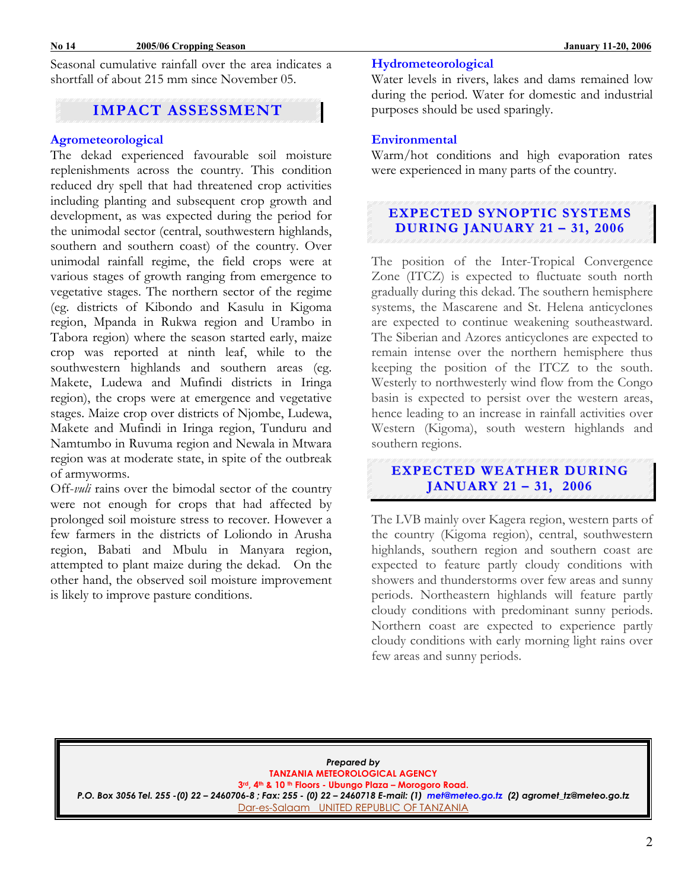Seasonal cumulative rainfall over the area indicates a shortfall of about 215 mm since November 05.

## IMPACT ASSESSMENT

### Agrometeorological

The dekad experienced favourable soil moisture replenishments across the country. This condition reduced dry spell that had threatened crop activities including planting and subsequent crop growth and development, as was expected during the period for the unimodal sector (central, southwestern highlands, southern and southern coast) of the country. Over unimodal rainfall regime, the field crops were at various stages of growth ranging from emergence to vegetative stages. The northern sector of the regime (eg. districts of Kibondo and Kasulu in Kigoma region, Mpanda in Rukwa region and Urambo in Tabora region) where the season started early, maize crop was reported at ninth leaf, while to the southwestern highlands and southern areas (eg. Makete, Ludewa and Mufindi districts in Iringa region), the crops were at emergence and vegetative stages. Maize crop over districts of Njombe, Ludewa, Makete and Mufindi in Iringa region, Tunduru and Namtumbo in Ruvuma region and Newala in Mtwara region was at moderate state, in spite of the outbreak of armyworms.

Off-*vuli* rains over the bimodal sector of the country were not enough for crops that had affected by prolonged soil moisture stress to recover. However a few farmers in the districts of Loliondo in Arusha region, Babati and Mbulu in Manyara region, attempted to plant maize during the dekad. On the other hand, the observed soil moisture improvement is likely to improve pasture conditions.

### Hydrometeorological

Water levels in rivers, lakes and dams remained low during the period. Water for domestic and industrial purposes should be used sparingly.

### Environmental

Warm/hot conditions and high evaporation rates were experienced in many parts of the country.

## EXPECTED SYNOPTIC SYSTEMS DURING JANUARY 21 – 31, 2006

The position of the Inter-Tropical Convergence Zone (ITCZ) is expected to fluctuate south north gradually during this dekad. The southern hemisphere systems, the Mascarene and St. Helena anticyclones are expected to continue weakening southeastward. The Siberian and Azores anticyclones are expected to remain intense over the northern hemisphere thus keeping the position of the ITCZ to the south. Westerly to northwesterly wind flow from the Congo basin is expected to persist over the western areas, hence leading to an increase in rainfall activities over Western (Kigoma), south western highlands and southern regions.

## EXPECTED WEATHER DURING JANUARY 21 – 31, 2006

The LVB mainly over Kagera region, western parts of the country (Kigoma region), central, southwestern highlands, southern region and southern coast are expected to feature partly cloudy conditions with showers and thunderstorms over few areas and sunny periods. Northeastern highlands will feature partly cloudy conditions with predominant sunny periods. Northern coast are expected to experience partly cloudy conditions with early morning light rains over few areas and sunny periods.

*Prepared by*
**TANZANIA METEOROLOGICAL AGENCY**
**3rd, 4th & 10th Floors - Ubungo Plaza – Morogoro Road.**
***P.O. Box 3056 Tel. 255 -(0) 22 – 2460706-8 ; Fax: 255 - (0) 22 – 2460718 E-mail: (1) met@meteo.go.tz (2) agromet_tz@meteo.go.tz***
Dar-es-Salaam UNITED REPUBLIC OF TANZANIA